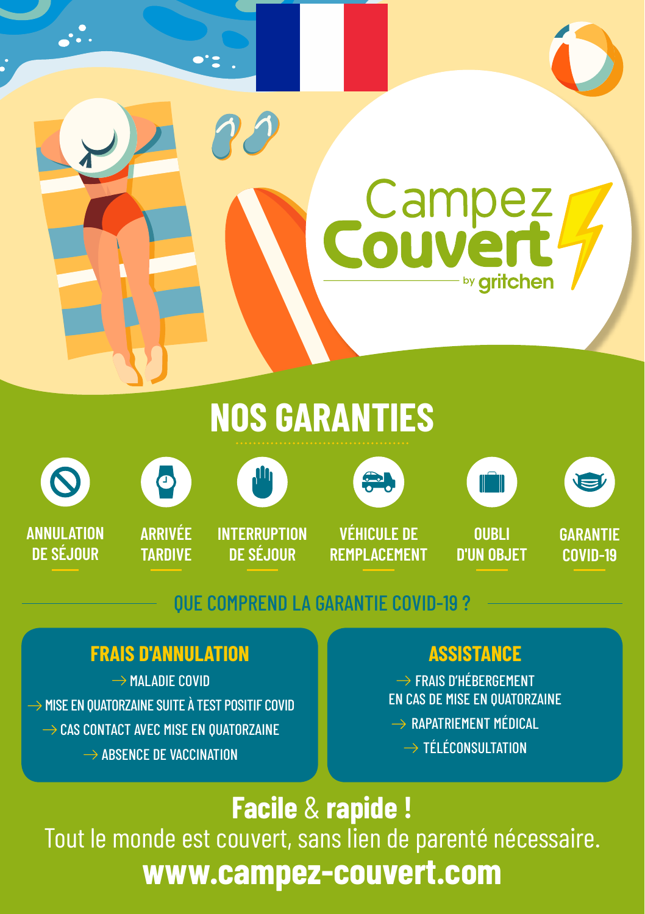Campez Couvert by gritchen

# NOS GARANTIES

- ANNULATION DE SÉJOUR
- ARRIVÉE TARDIVE
- INTERRUPTION DE SÉJOUR
- VÉHICULE DE REMPLACEMENT
- OUBLI D'UN OBJET
- GARANTIE COVID-19

## QUE COMPREND LA GARANTIE COVID-19 ?

### FRAIS D'ANNULATION

→ MALADIE COVID
→ MISE EN QUATORZAINE SUITE À TEST POSITIF COVID
→ CAS CONTACT AVEC MISE EN QUATORZAINE
→ ABSENCE DE VACCINATION

### ASSISTANCE

→ FRAIS D'HÉBERGEMENT EN CAS DE MISE EN QUATORZAINE
→ RAPATRIEMENT MÉDICAL
→ TÉLÉCONSULTATION

**Facile** & **rapide !**

Tout le monde est couvert, sans lien de parenté nécessaire.

**www.campez-couvert.com**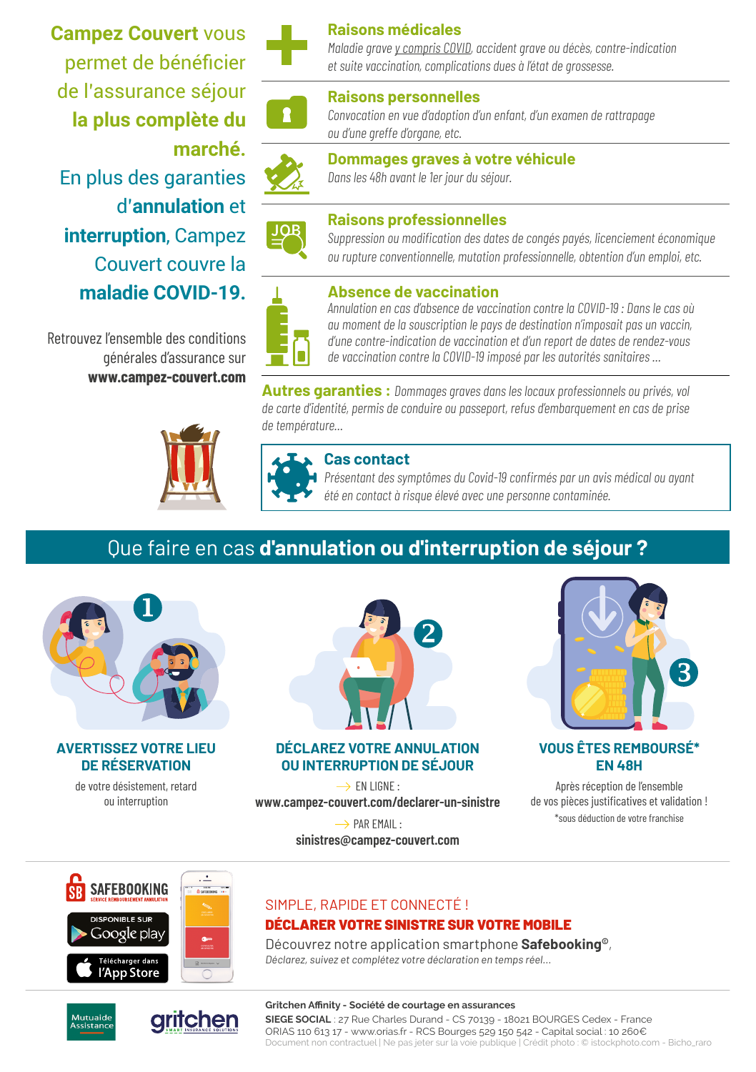**Campez Couvert** vous permet de bénéficier de l'assurance séjour **la plus complète du marché.**

En plus des garanties d'**annulation** et **interruption**, Campez Couvert couvre la **maladie COVID-19.**

Retrouvez l'ensemble des conditions générales d'assurance sur **www.campez-couvert.com**

### Raisons médicales

*Maladie grave y compris COVID, accident grave ou décès, contre-indication et suite vaccination, complications dues à l'état de grossesse.*

### Raisons personnelles

*Convocation en vue d'adoption d'un enfant, d'un examen de rattrapage ou d'une greffe d'organe, etc.*

### Dommages graves à votre véhicule

*Dans les 48h avant le 1er jour du séjour.*

### Raisons professionnelles

*Suppression ou modification des dates de congés payés, licenciement économique ou rupture conventionnelle, mutation professionnelle, obtention d'un emploi, etc.*

### Absence de vaccination

*Annulation en cas d'absence de vaccination contre la COVID-19 : Dans le cas où au moment de la souscription le pays de destination n'imposait pas un vaccin, d'une contre-indication de vaccination et d'un report de dates de rendez-vous de vaccination contre la COVID-19 imposé par les autorités sanitaires ...*

**Autres garanties :** *Dommages graves dans les locaux professionnels ou privés, vol de carte d'identité, permis de conduire ou passeport, refus d'embarquement en cas de prise de température...*

### Cas contact

*Présentant des symptômes du Covid-19 confirmés par un avis médical ou ayant été en contact à risque élevé avec une personne contaminée.*

## Que faire en cas **d'annulation ou d'interruption de séjour ?**

**1 — AVERTISSEZ VOTRE LIEU DE RÉSERVATION**

de votre désistement, retard ou interruption

**2 — DÉCLAREZ VOTRE ANNULATION OU INTERRUPTION DE SÉJOUR**

→ EN LIGNE :
**www.campez-couvert.com/declarer-un-sinistre**

→ PAR EMAIL :
**sinistres@campez-couvert.com**

**3 — VOUS ÊTES REMBOURSÉ* EN 48H**

Après réception de l'ensemble de vos pièces justificatives et validation !

*sous déduction de votre franchise

SAFEBOOKING — SERVICE REMBOURSEMENT ANNULATION

DISPONIBLE SUR Google play

Télécharger dans l'App Store

SIMPLE, RAPIDE ET CONNECTÉ !

**DÉCLARER VOTRE SINISTRE SUR VOTRE MOBILE**

Découvrez notre application smartphone **Safebooking**®,

*Déclarez, suivez et complétez votre déclaration en temps réel...*

Mutuaide Assistance — gritchen SMART INSURANCE SOLUTIONS

**Gritchen Affinity - Société de courtage en assurances**

**SIEGE SOCIAL** : 27 Rue Charles Durand - CS 70139 - 18021 BOURGES Cedex - France

ORIAS 110 613 17 - www.orias.fr - RCS Bourges 529 150 542 - Capital social : 10 260€

Document non contractuel | Ne pas jeter sur la voie publique | Crédit photo : © istockphoto.com - Bicho_raro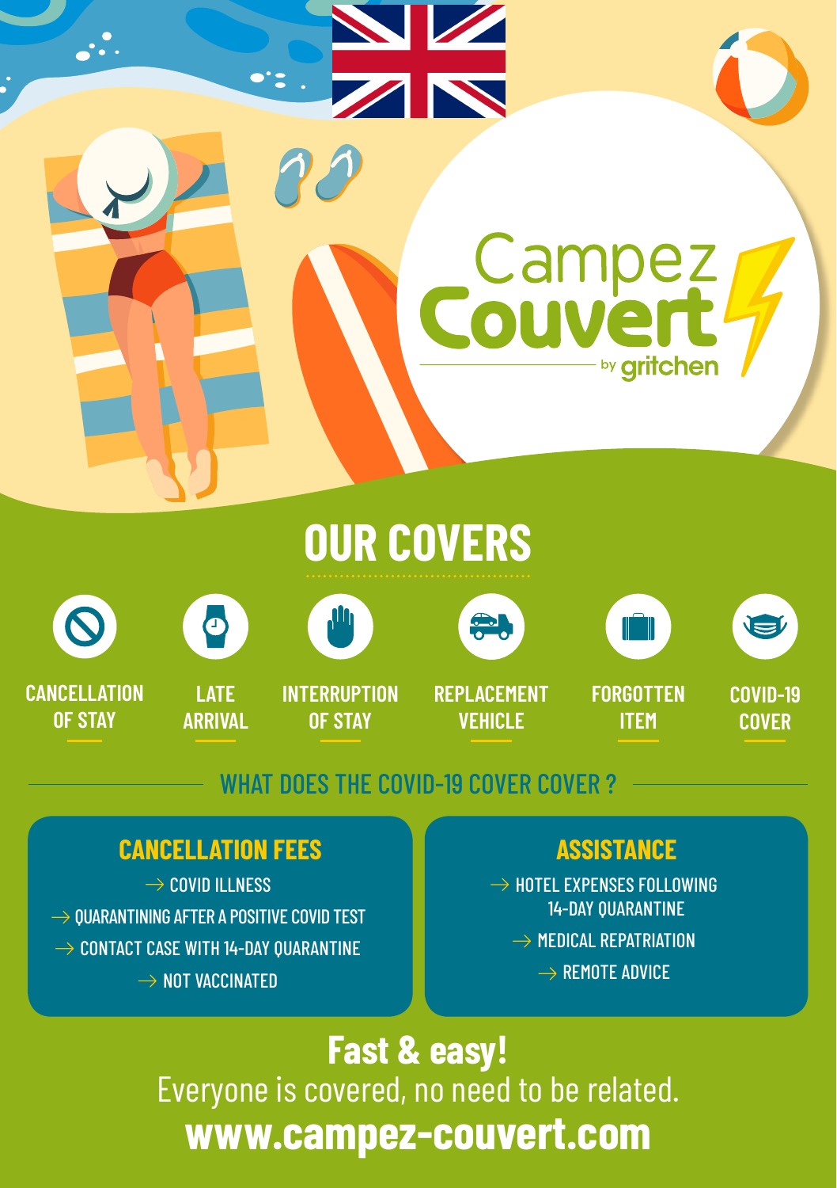# Campez Couvert

by gritchen

## OUR COVERS

- CANCELLATION OF STAY
- LATE ARRIVAL
- INTERRUPTION OF STAY
- REPLACEMENT VEHICLE
- FORGOTTEN ITEM
- COVID-19 COVER

### WHAT DOES THE COVID-19 COVER COVER ?

#### CANCELLATION FEES

→ COVID ILLNESS

→ QUARANTINING AFTER A POSITIVE COVID TEST

→ CONTACT CASE WITH 14-DAY QUARANTINE

→ NOT VACCINATED

#### ASSISTANCE

→ HOTEL EXPENSES FOLLOWING 14-DAY QUARANTINE

→ MEDICAL REPATRIATION

→ REMOTE ADVICE

**Fast & easy!**

Everyone is covered, no need to be related.

**www.campez-couvert.com**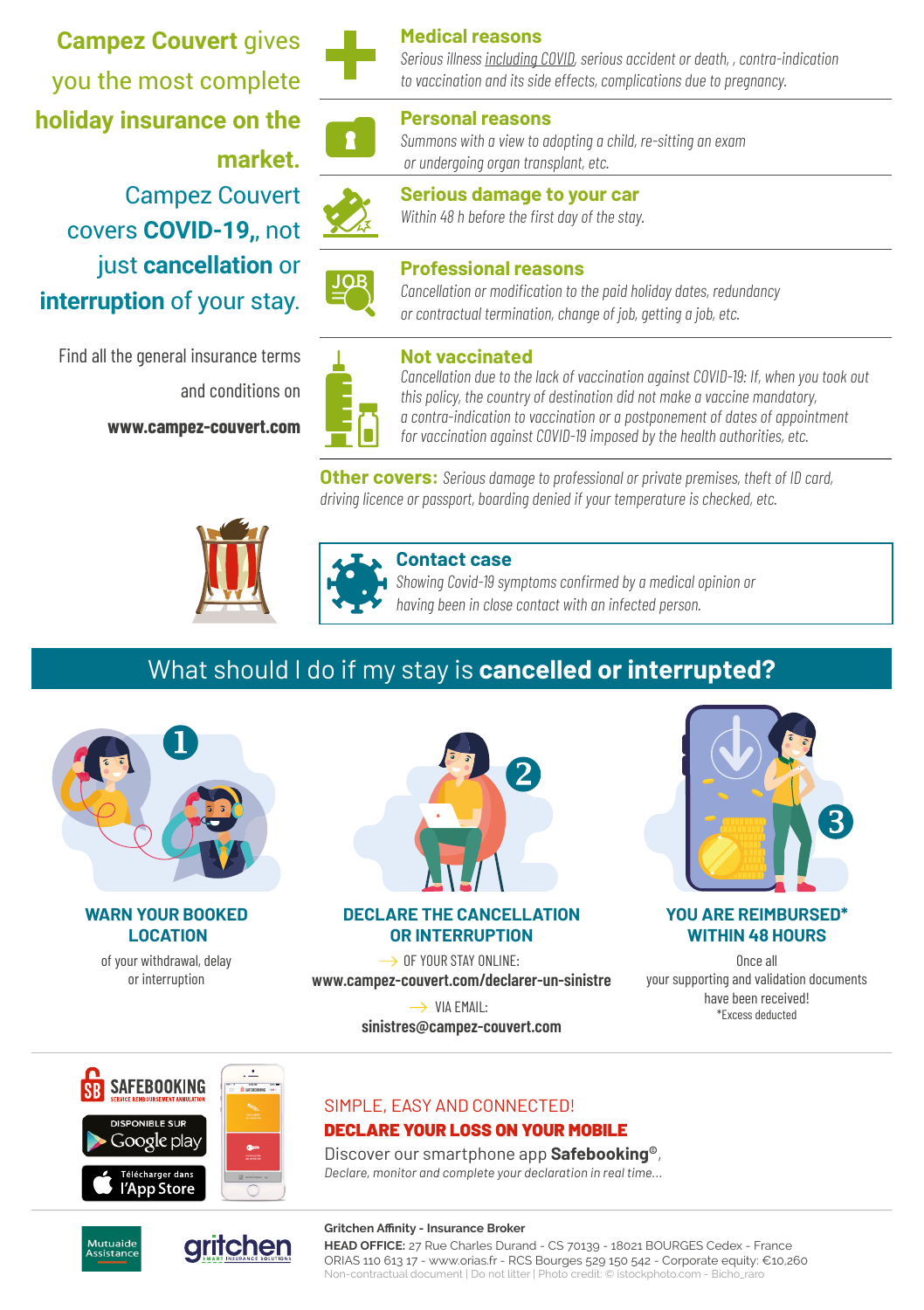**Campez Couvert** gives you the most complete **holiday insurance on the market.**

Campez Couvert covers **COVID-19,**, not just **cancellation** or **interruption** of your stay.

Find all the general insurance terms and conditions on

**www.campez-couvert.com**

### Medical reasons

*Serious illness including COVID, serious accident or death, , contra-indication to vaccination and its side effects, complications due to pregnancy.*

### Personal reasons

*Summons with a view to adopting a child, re-sitting an exam or undergoing organ transplant, etc.*

### Serious damage to your car

*Within 48 h before the first day of the stay.*

### Professional reasons

*Cancellation or modification to the paid holiday dates, redundancy or contractual termination, change of job, getting a job, etc.*

### Not vaccinated

*Cancellation due to the lack of vaccination against COVID-19: If, when you took out this policy, the country of destination did not make a vaccine mandatory, a contra-indication to vaccination or a postponement of dates of appointment for vaccination against COVID-19 imposed by the health authorities, etc.*

**Other covers:** *Serious damage to professional or private premises, theft of ID card, driving licence or passport, boarding denied if your temperature is checked, etc.*

### Contact case

*Showing Covid-19 symptoms confirmed by a medical opinion or having been in close contact with an infected person.*

## What should I do if my stay is **cancelled or interrupted?**

**1 — WARN YOUR BOOKED LOCATION**

of your withdrawal, delay or interruption

**2 — DECLARE THE CANCELLATION OR INTERRUPTION**

→ OF YOUR STAY ONLINE:
**www.campez-couvert.com/declarer-un-sinistre**

→ VIA EMAIL:
**sinistres@campez-couvert.com**

**3 — YOU ARE REIMBURSED\* WITHIN 48 HOURS**

Once all your supporting and validation documents have been received!

\*Excess deducted

SAFEBOOKING — SERVICE REMBOURSEMENT ANNULATION

DISPONIBLE SUR Google play

Télécharger dans l'App Store

SIMPLE, EASY AND CONNECTED!

**DECLARE YOUR LOSS ON YOUR MOBILE**

Discover our smartphone app **Safebooking©**,

*Declare, monitor and complete your declaration in real time...*

Mutuaide Assistance

gritchen SMART INSURANCE SOLUTIONS

**Gritchen Affinity - Insurance Broker**

**HEAD OFFICE:** 27 Rue Charles Durand - CS 70139 - 18021 BOURGES Cedex - France
ORIAS 110 613 17 - www.orias.fr - RCS Bourges 529 150 542 - Corporate equity: €10,260
Non-contractual document | Do not litter | Photo credit: © istockphoto.com - Bicho_raro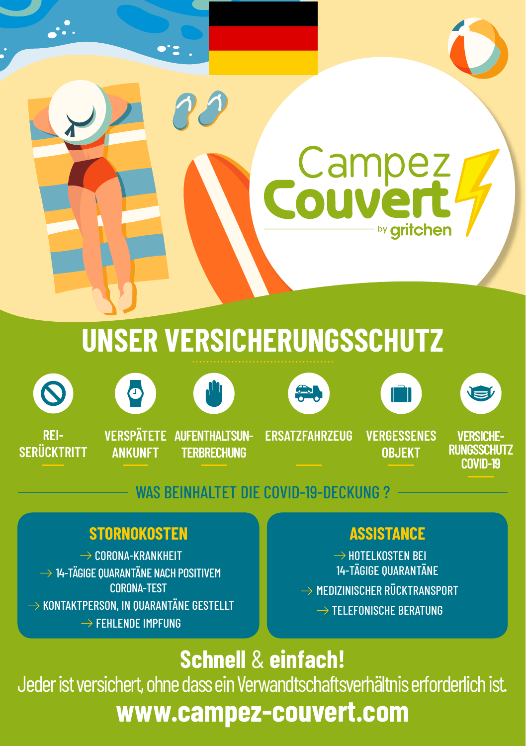Campez Couvert by gritchen

# UNSER VERSICHERUNGSSCHUTZ

- REISERÜCKTRITT
- VERSPÄTETE ANKUNFT
- AUFENTHALTSUNTERBRECHUNG
- ERSATZFAHRZEUG
- VERGESSENES OBJEKT
- VERSICHERUNGSSCHUTZ COVID-19

## WAS BEINHALTET DIE COVID-19-DECKUNG ?

### STORNOKOSTEN

→ CORONA-KRANKHEIT
→ 14-TÄGIGE QUARANTÄNE NACH POSITIVEM CORONA-TEST
→ KONTAKTPERSON, IN QUARANTÄNE GESTELLT
→ FEHLENDE IMPFUNG

### ASSISTANCE

→ HOTELKOSTEN BEI 14-TÄGIGE QUARANTÄNE
→ MEDIZINISCHER RÜCKTRANSPORT
→ TELEFONISCHE BERATUNG

**Schnell & einfach!**

Jeder ist versichert, ohne dass ein Verwandtschaftsverhältnis erforderlich ist.

**www.campez-couvert.com**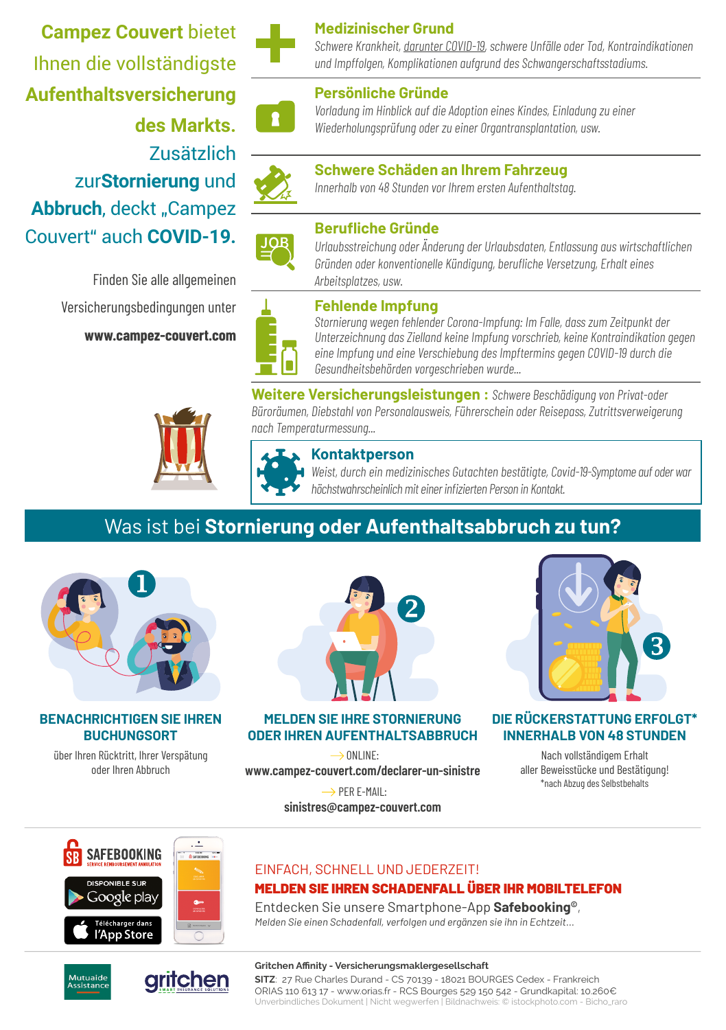**Campez Couvert** bietet Ihnen die vollständigste **Aufenthaltsversicherung des Markts.** Zusätzlich zur**Stornierung** und **Abbruch**, deckt „Campez Couvert" auch **COVID-19.**

Finden Sie alle allgemeinen Versicherungsbedingungen unter **www.campez-couvert.com**

### Medizinischer Grund

*Schwere Krankheit, darunter COVID-19, schwere Unfälle oder Tod, Kontraindikationen und Impffolgen, Komplikationen aufgrund des Schwangerschaftsstadiums.*

### Persönliche Gründe

*Vorladung im Hinblick auf die Adoption eines Kindes, Einladung zu einer Wiederholungsprüfung oder zu einer Organtransplantation, usw.*

### Schwere Schäden an Ihrem Fahrzeug

*Innerhalb von 48 Stunden vor Ihrem ersten Aufenthaltstag.*

### Berufliche Gründe

*Urlaubsstreichung oder Änderung der Urlaubsdaten, Entlassung aus wirtschaftlichen Gründen oder konventionelle Kündigung, berufliche Versetzung, Erhalt eines Arbeitsplatzes, usw.*

### Fehlende Impfung

*Stornierung wegen fehlender Corona-Impfung: Im Falle, dass zum Zeitpunkt der Unterzeichnung das Zielland keine Impfung vorschrieb, keine Kontraindikation gegen eine Impfung und eine Verschiebung des Impftermins gegen COVID-19 durch die Gesundheitsbehörden vorgeschrieben wurde...*

**Weitere Versicherungsleistungen :** *Schwere Beschädigung von Privat-oder Büroräumen, Diebstahl von Personalausweis, Führerschein oder Reisepass, Zutrittsverweigerung nach Temperaturmessung...*

### Kontaktperson

*Weist, durch ein medizinisches Gutachten bestätigte, Covid-19-Symptome auf oder war höchstwahrscheinlich mit einer infizierten Person in Kontakt.*

## Was ist bei **Stornierung oder Aufenthaltsabbruch zu tun?**

**1 BENACHRICHTIGEN SIE IHREN BUCHUNGSORT**

über Ihren Rücktritt, Ihrer Verspätung oder Ihren Abbruch

**2 MELDEN SIE IHRE STORNIERUNG ODER IHREN AUFENTHALTSABBRUCH**

→ ONLINE:
**www.campez-couvert.com/declarer-un-sinistre**

→ PER E-MAIL:
**sinistres@campez-couvert.com**

**3 DIE RÜCKERSTATTUNG ERFOLGT* INNERHALB VON 48 STUNDEN**

Nach vollständigem Erhalt aller Beweisstücke und Bestätigung!
*nach Abzug des Selbstbehalts

SAFEBOOKING – SERVICE REMBOURSEMENT ANNULATION

DISPONIBLE SUR Google play

Télécharger dans l'App Store

EINFACH, SCHNELL UND JEDERZEIT!

**MELDEN SIE IHREN SCHADENFALL ÜBER IHR MOBILTELEFON**

Entdecken Sie unsere Smartphone-App **Safebooking**®,

*Melden Sie einen Schadenfall, verfolgen und ergänzen sie ihn in Echtzeit...*

Mutuaide Assistance

gritchen SMART INSURANCE SOLUTIONS

**Gritchen Affinity - Versicherungsmaklergesellschaft**

**SITZ**: 27 Rue Charles Durand - CS 70139 - 18021 BOURGES Cedex - Frankreich
ORIAS 110 613 17 - www.orias.fr - RCS Bourges 529 150 542 - Grundkapital: 10.260€
Unverbindliches Dokument | Nicht wegwerfen | Bildnachweis: © istockphoto.com - Bicho_raro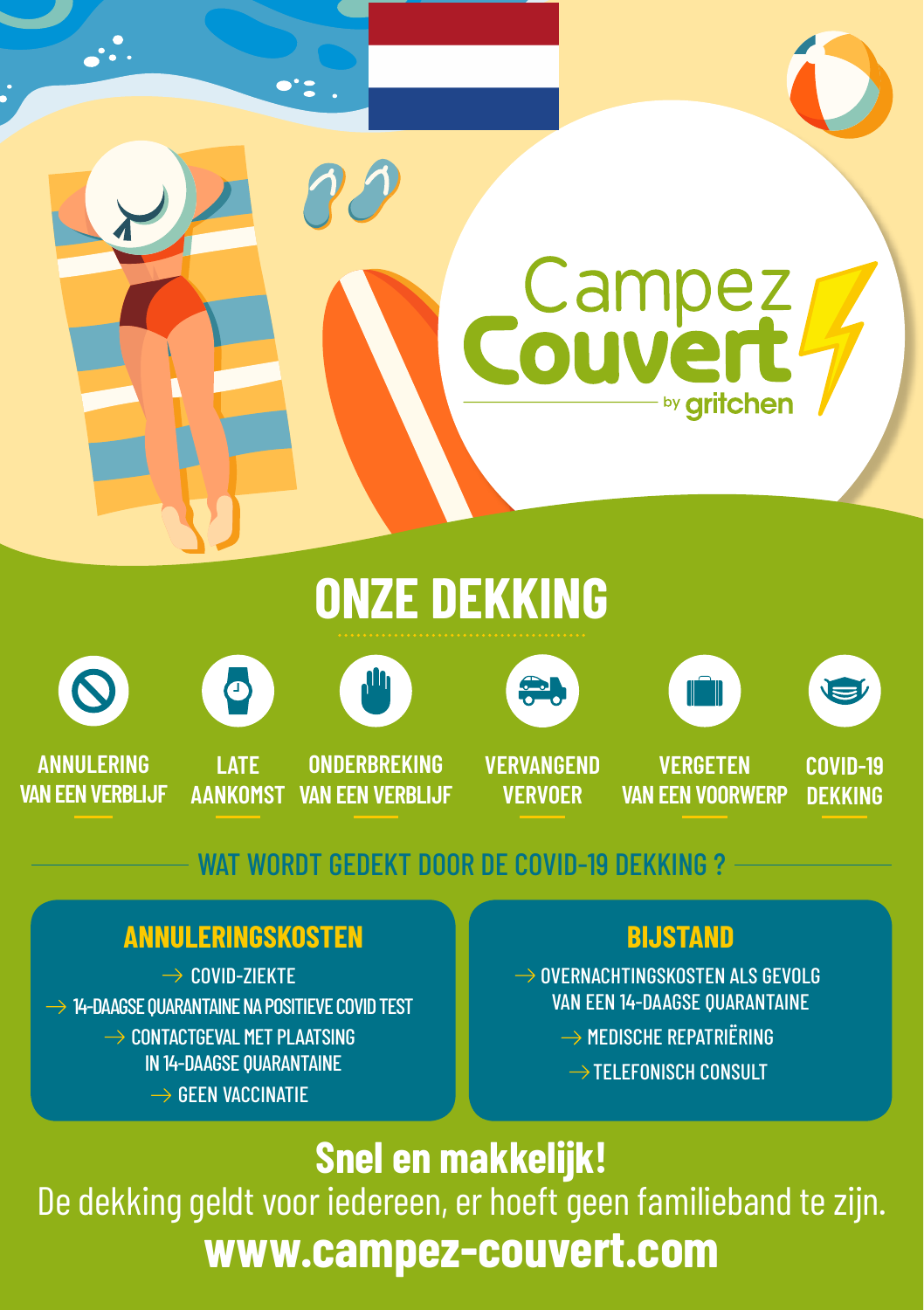Campez Couvert by gritchen

# ONZE DEKKING

- ANNULERING VAN EEN VERBLIJF
- LATE AANKOMST
- ONDERBREKING VAN EEN VERBLIJF
- VERVANGEND VERVOER
- VERGETEN VAN EEN VOORWERP
- COVID-19 DEKKING

## WAT WORDT GEDEKT DOOR DE COVID-19 DEKKING ?

### ANNULERINGSKOSTEN

- → COVID-ZIEKTE
- → 14-DAAGSE QUARANTAINE NA POSITIEVE COVID TEST
- → CONTACTGEVAL MET PLAATSING IN 14-DAAGSE QUARANTAINE
- → GEEN VACCINATIE

### BIJSTAND

- → OVERNACHTINGSKOSTEN ALS GEVOLG VAN EEN 14-DAAGSE QUARANTAINE
- → MEDISCHE REPATRIËRING
- → TELEFONISCH CONSULT

**Snel en makkelijk!**

De dekking geldt voor iedereen, er hoeft geen familieband te zijn.

**www.campez-couvert.com**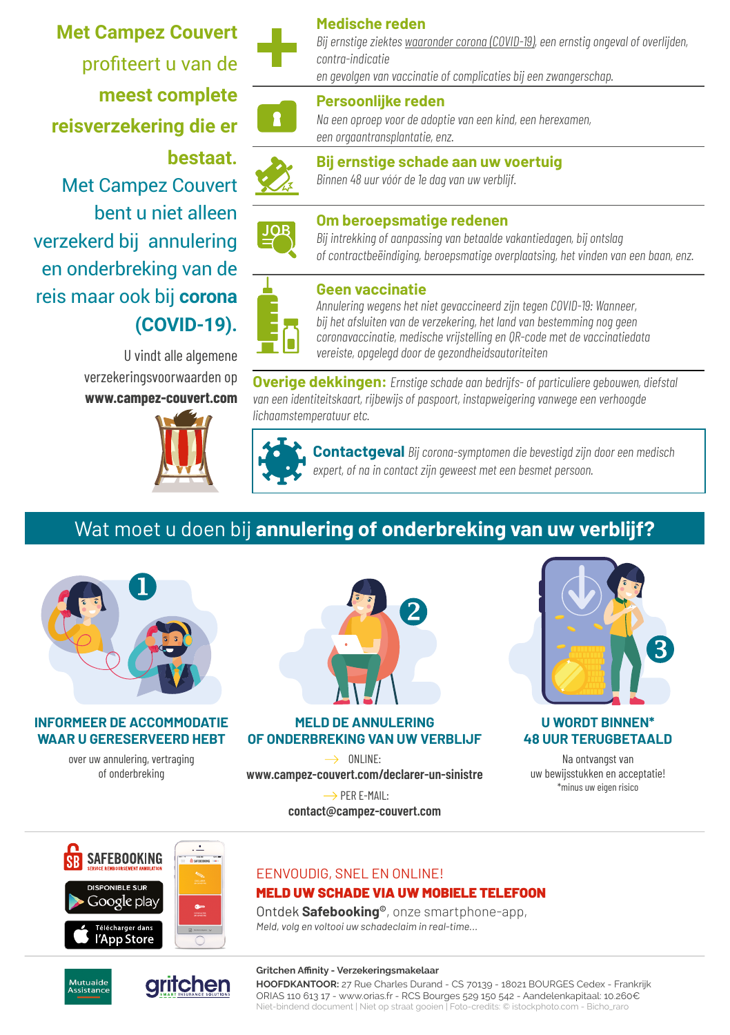**Met Campez Couvert** profiteert u van de **meest complete reisverzekering die er bestaat.**

Met Campez Couvert bent u niet alleen verzekerd bij annulering en onderbreking van de reis maar ook bij **corona (COVID-19).**

U vindt alle algemene verzekeringsvoorwaarden op **www.campez-couvert.com**

### Medische reden

*Bij ernstige ziektes waaronder corona (COVID-19), een ernstig ongeval of overlijden, contra-indicatie en gevolgen van vaccinatie of complicaties bij een zwangerschap.*

### Persoonlijke reden

*Na een oproep voor de adoptie van een kind, een herexamen, een orgaantransplantatie, enz.*

### Bij ernstige schade aan uw voertuig

*Binnen 48 uur vóór de 1e dag van uw verblijf.*

### Om beroepsmatige redenen

*Bij intrekking of aanpassing van betaalde vakantiedagen, bij ontslag of contractbeëindiging, beroepsmatige overplaatsing, het vinden van een baan, enz.*

### Geen vaccinatie

*Annulering wegens het niet gevaccineerd zijn tegen COVID-19: Wanneer, bij het afsluiten van de verzekering, het land van bestemming nog geen coronavaccinatie, medische vrijstelling en QR-code met de vaccinatiedata vereiste, opgelegd door de gezondheidsautoriteiten*

**Overige dekkingen:** *Ernstige schade aan bedrijfs- of particuliere gebouwen, diefstal van een identiteitskaart, rijbewijs of paspoort, instapweigering vanwege een verhoogde lichaamstemperatuur etc.*

**Contactgeval** *Bij corona-symptomen die bevestigd zijn door een medisch expert, of na in contact zijn geweest met een besmet persoon.*

## Wat moet u doen bij **annulering of onderbreking van uw verblijf?**

**1 INFORMEER DE ACCOMMODATIE WAAR U GERESERVEERD HEBT**

over uw annulering, vertraging of onderbreking

**2 MELD DE ANNULERING OF ONDERBREKING VAN UW VERBLIJF**

→ ONLINE:
**www.campez-couvert.com/declarer-un-sinistre**

→ PER E-MAIL:
**contact@campez-couvert.com**

**3 U WORDT BINNEN* 48 UUR TERUGBETAALD**

Na ontvangst van uw bewijsstukken en acceptatie!
*minus uw eigen risico

SAFEBOOKING
SERVICE REMBOURSEMENT ANNULATION

DISPONIBLE SUR Google play

Télécharger dans l'App Store

EENVOUDIG, SNEL EN ONLINE!

**MELD UW SCHADE VIA UW MOBIELE TELEFOON**

Ontdek **Safebooking**®, onze smartphone-app,
*Meld, volg en voltooi uw schadeclaim in real-time...*

Mutuaide Assistance

gritchen SMART INSURANCE SOLUTIONS

**Gritchen Affinity - Verzekeringsmakelaar**
**HOOFDKANTOOR:** 27 Rue Charles Durand - CS 70139 - 18021 BOURGES Cedex - Frankrijk
ORIAS 110 613 17 - www.orias.fr - RCS Bourges 529 150 542 - Aandelenkapitaal: 10.260€
Niet-bindend document | Niet op straat gooien | Foto-credits: © istockphoto.com - Bicho_raro